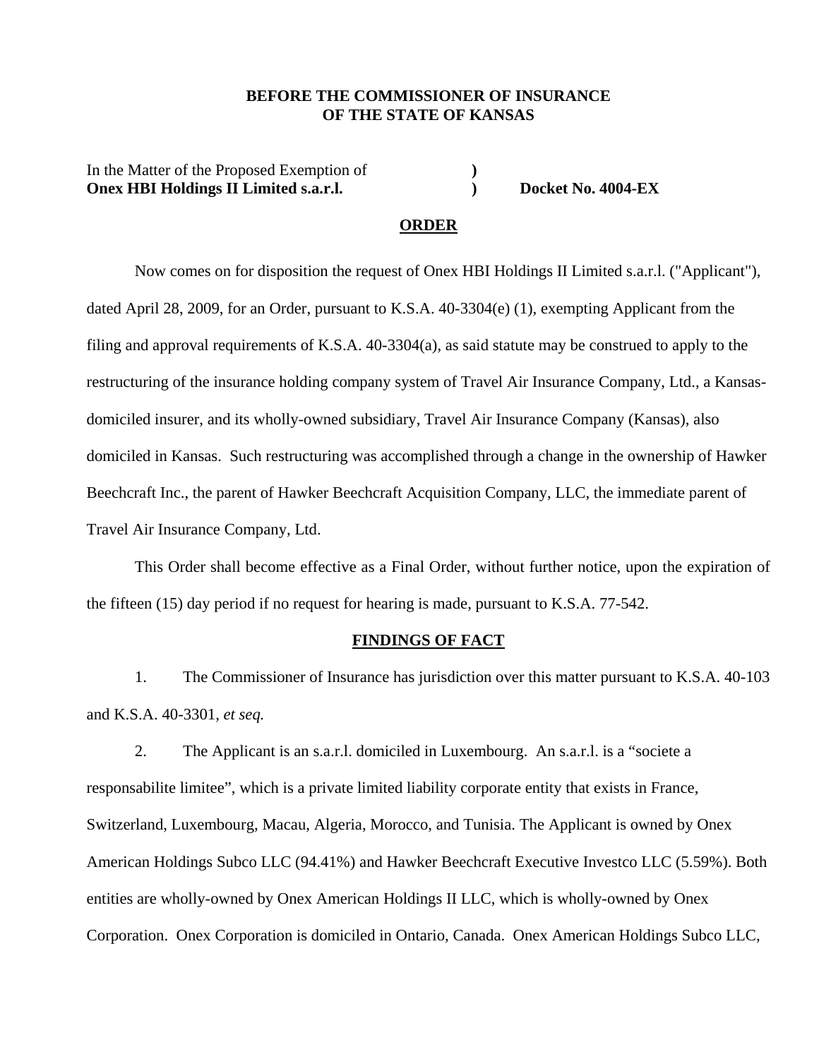**BEFORE THE COMMISSIONER OF INSURANCE**
**OF THE STATE OF KANSAS**

In the Matter of the Proposed Exemption of )
**Onex HBI Holdings II Limited s.a.r.l.** ) **Docket No. 4004-EX**

## ORDER

Now comes on for disposition the request of Onex HBI Holdings II Limited s.a.r.l. ("Applicant"), dated April 28, 2009, for an Order, pursuant to K.S.A. 40-3304(e) (1), exempting Applicant from the filing and approval requirements of K.S.A. 40-3304(a), as said statute may be construed to apply to the restructuring of the insurance holding company system of Travel Air Insurance Company, Ltd., a Kansas-domiciled insurer, and its wholly-owned subsidiary, Travel Air Insurance Company (Kansas), also domiciled in Kansas. Such restructuring was accomplished through a change in the ownership of Hawker Beechcraft Inc., the parent of Hawker Beechcraft Acquisition Company, LLC, the immediate parent of Travel Air Insurance Company, Ltd.

This Order shall become effective as a Final Order, without further notice, upon the expiration of the fifteen (15) day period if no request for hearing is made, pursuant to K.S.A. 77-542.

## FINDINGS OF FACT

1. The Commissioner of Insurance has jurisdiction over this matter pursuant to K.S.A. 40-103 and K.S.A. 40-3301, *et seq.*

2. The Applicant is an s.a.r.l. domiciled in Luxembourg. An s.a.r.l. is a "societe a responsabilite limitee", which is a private limited liability corporate entity that exists in France, Switzerland, Luxembourg, Macau, Algeria, Morocco, and Tunisia. The Applicant is owned by Onex American Holdings Subco LLC (94.41%) and Hawker Beechcraft Executive Investco LLC (5.59%). Both entities are wholly-owned by Onex American Holdings II LLC, which is wholly-owned by Onex Corporation. Onex Corporation is domiciled in Ontario, Canada. Onex American Holdings Subco LLC,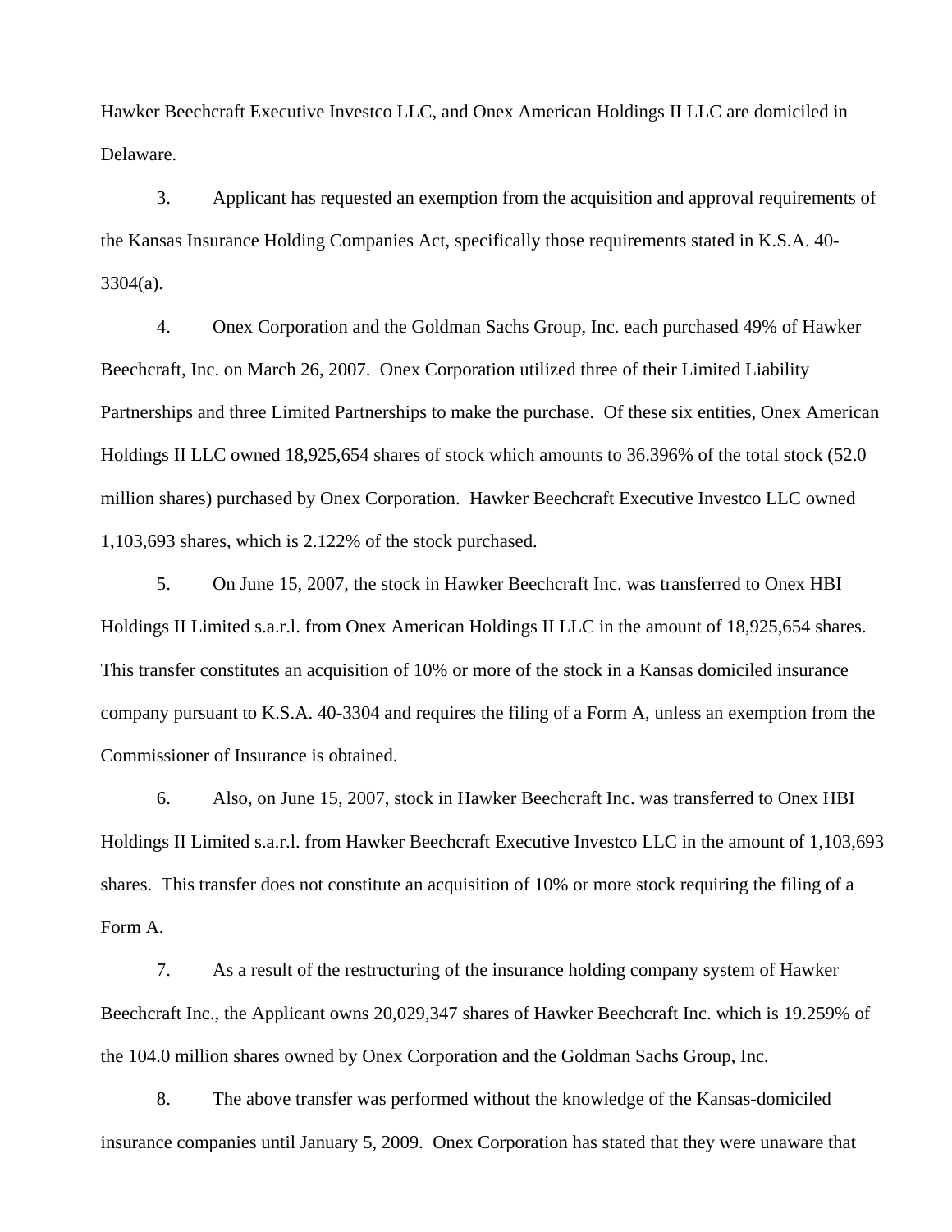Hawker Beechcraft Executive Investco LLC, and Onex American Holdings II LLC are domiciled in Delaware.

3. Applicant has requested an exemption from the acquisition and approval requirements of the Kansas Insurance Holding Companies Act, specifically those requirements stated in K.S.A. 40-3304(a).

4. Onex Corporation and the Goldman Sachs Group, Inc. each purchased 49% of Hawker Beechcraft, Inc. on March 26, 2007. Onex Corporation utilized three of their Limited Liability Partnerships and three Limited Partnerships to make the purchase. Of these six entities, Onex American Holdings II LLC owned 18,925,654 shares of stock which amounts to 36.396% of the total stock (52.0 million shares) purchased by Onex Corporation. Hawker Beechcraft Executive Investco LLC owned 1,103,693 shares, which is 2.122% of the stock purchased.

5. On June 15, 2007, the stock in Hawker Beechcraft Inc. was transferred to Onex HBI Holdings II Limited s.a.r.l. from Onex American Holdings II LLC in the amount of 18,925,654 shares. This transfer constitutes an acquisition of 10% or more of the stock in a Kansas domiciled insurance company pursuant to K.S.A. 40-3304 and requires the filing of a Form A, unless an exemption from the Commissioner of Insurance is obtained.

6. Also, on June 15, 2007, stock in Hawker Beechcraft Inc. was transferred to Onex HBI Holdings II Limited s.a.r.l. from Hawker Beechcraft Executive Investco LLC in the amount of 1,103,693 shares. This transfer does not constitute an acquisition of 10% or more stock requiring the filing of a Form A.

7. As a result of the restructuring of the insurance holding company system of Hawker Beechcraft Inc., the Applicant owns 20,029,347 shares of Hawker Beechcraft Inc. which is 19.259% of the 104.0 million shares owned by Onex Corporation and the Goldman Sachs Group, Inc.

8. The above transfer was performed without the knowledge of the Kansas-domiciled insurance companies until January 5, 2009. Onex Corporation has stated that they were unaware that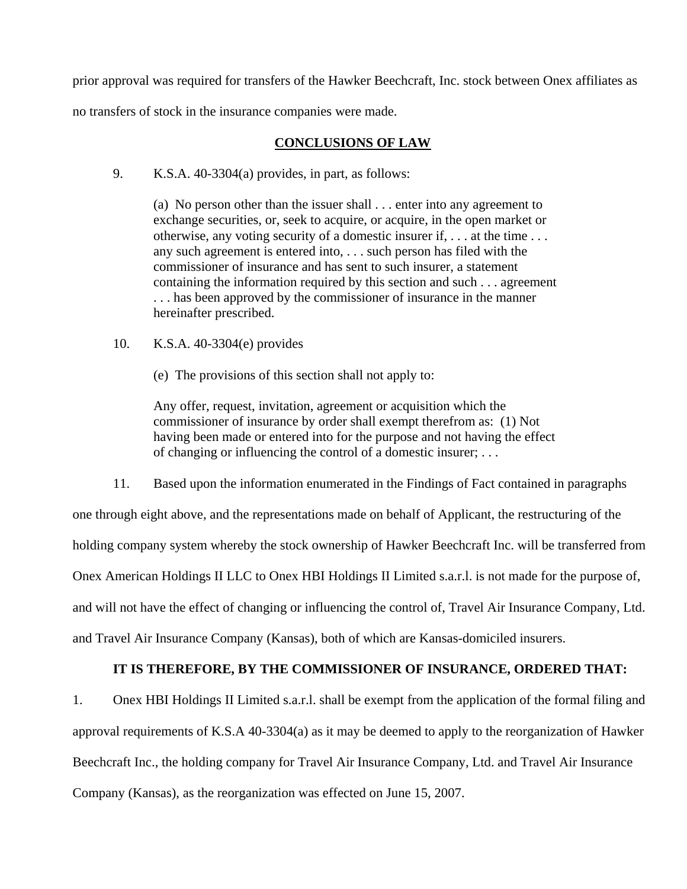prior approval was required for transfers of the Hawker Beechcraft, Inc. stock between Onex affiliates as no transfers of stock in the insurance companies were made.

## CONCLUSIONS OF LAW

9. K.S.A. 40-3304(a) provides, in part, as follows:

> (a) No person other than the issuer shall . . . enter into any agreement to exchange securities, or, seek to acquire, or acquire, in the open market or otherwise, any voting security of a domestic insurer if, . . . at the time . . . any such agreement is entered into, . . . such person has filed with the commissioner of insurance and has sent to such insurer, a statement containing the information required by this section and such . . . agreement . . . has been approved by the commissioner of insurance in the manner hereinafter prescribed.

10. K.S.A. 40-3304(e) provides

> (e) The provisions of this section shall not apply to:
>
> Any offer, request, invitation, agreement or acquisition which the commissioner of insurance by order shall exempt therefrom as: (1) Not having been made or entered into for the purpose and not having the effect of changing or influencing the control of a domestic insurer; . . .

11. Based upon the information enumerated in the Findings of Fact contained in paragraphs one through eight above, and the representations made on behalf of Applicant, the restructuring of the holding company system whereby the stock ownership of Hawker Beechcraft Inc. will be transferred from Onex American Holdings II LLC to Onex HBI Holdings II Limited s.a.r.l. is not made for the purpose of, and will not have the effect of changing or influencing the control of, Travel Air Insurance Company, Ltd. and Travel Air Insurance Company (Kansas), both of which are Kansas-domiciled insurers.

**IT IS THEREFORE, BY THE COMMISSIONER OF INSURANCE, ORDERED THAT:**

1. Onex HBI Holdings II Limited s.a.r.l. shall be exempt from the application of the formal filing and approval requirements of K.S.A 40-3304(a) as it may be deemed to apply to the reorganization of Hawker Beechcraft Inc., the holding company for Travel Air Insurance Company, Ltd. and Travel Air Insurance Company (Kansas), as the reorganization was effected on June 15, 2007.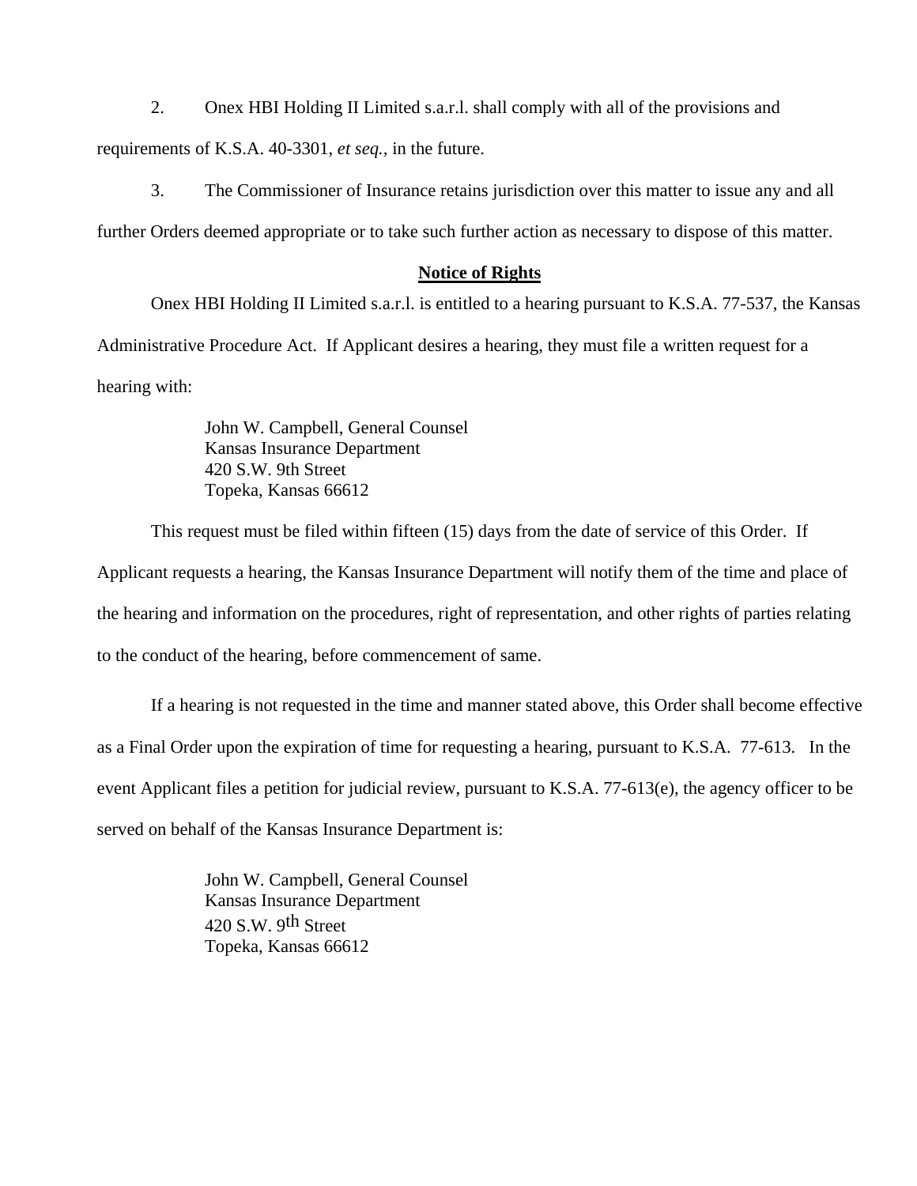2. Onex HBI Holding II Limited s.a.r.l. shall comply with all of the provisions and requirements of K.S.A. 40-3301, *et seq.*, in the future.

3. The Commissioner of Insurance retains jurisdiction over this matter to issue any and all further Orders deemed appropriate or to take such further action as necessary to dispose of this matter.

**Notice of Rights**

Onex HBI Holding II Limited s.a.r.l. is entitled to a hearing pursuant to K.S.A. 77-537, the Kansas Administrative Procedure Act. If Applicant desires a hearing, they must file a written request for a hearing with:

John W. Campbell, General Counsel
Kansas Insurance Department
420 S.W. 9th Street
Topeka, Kansas 66612

This request must be filed within fifteen (15) days from the date of service of this Order. If Applicant requests a hearing, the Kansas Insurance Department will notify them of the time and place of the hearing and information on the procedures, right of representation, and other rights of parties relating to the conduct of the hearing, before commencement of same.

If a hearing is not requested in the time and manner stated above, this Order shall become effective as a Final Order upon the expiration of time for requesting a hearing, pursuant to K.S.A. 77-613. In the event Applicant files a petition for judicial review, pursuant to K.S.A. 77-613(e), the agency officer to be served on behalf of the Kansas Insurance Department is:

John W. Campbell, General Counsel
Kansas Insurance Department
420 S.W. 9th Street
Topeka, Kansas 66612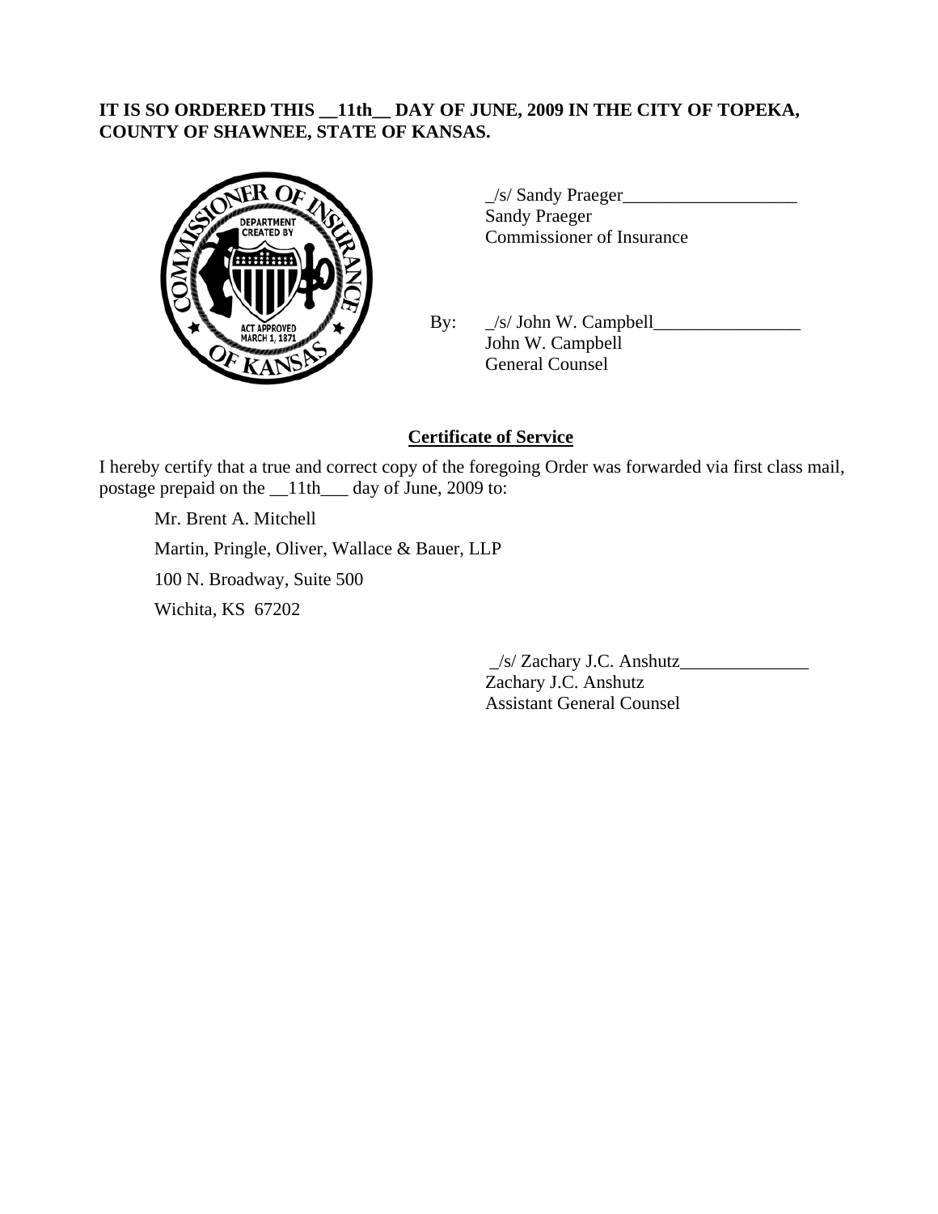**IT IS SO ORDERED THIS __11th__ DAY OF JUNE, 2009 IN THE CITY OF TOPEKA, COUNTY OF SHAWNEE, STATE OF KANSAS.**

_/s/ Sandy Praeger___________________
Sandy Praeger
Commissioner of Insurance

By: _/s/ John W. Campbell________________
John W. Campbell
General Counsel

**<u>Certificate of Service</u>**

I hereby certify that a true and correct copy of the foregoing Order was forwarded via first class mail, postage prepaid on the __11th___ day of June, 2009 to:

Mr. Brent A. Mitchell
Martin, Pringle, Oliver, Wallace & Bauer, LLP
100 N. Broadway, Suite 500
Wichita, KS 67202

_/s/ Zachary J.C. Anshutz______________
Zachary J.C. Anshutz
Assistant General Counsel